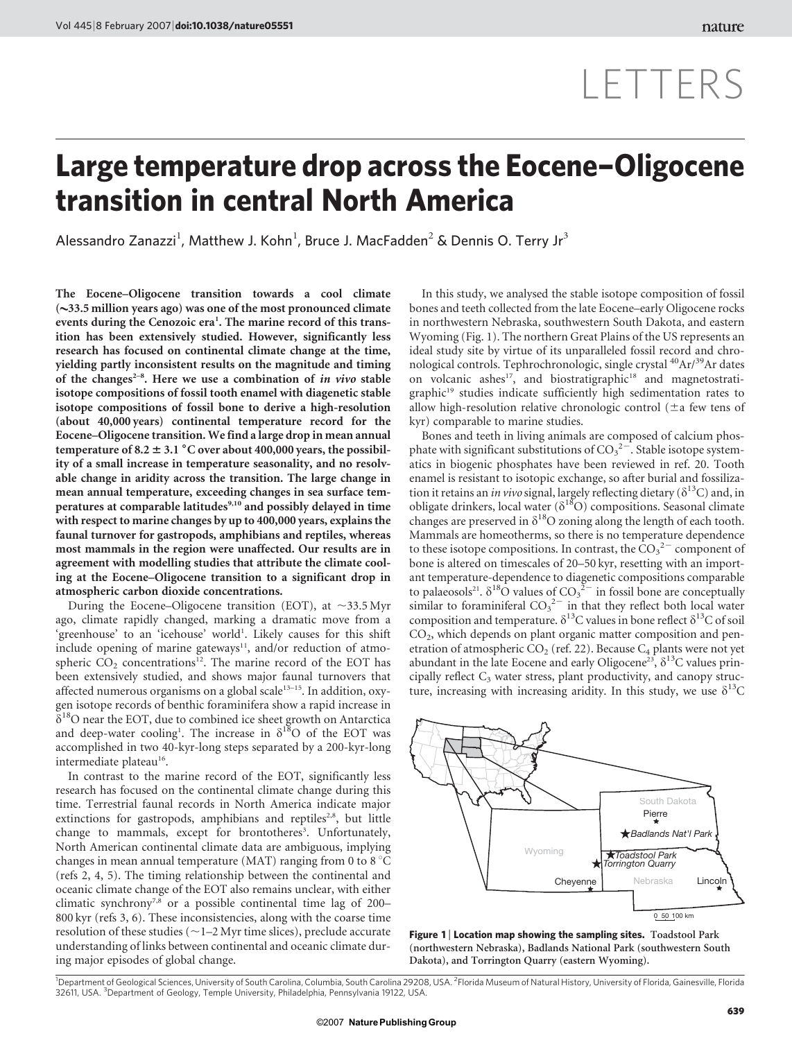LETTERS

# Large temperature drop across the Eocene–Oligocene transition in central North America

Alessandro Zanazzi[1], Matthew J. Kohn[1], Bruce J. MacFadden[2] & Dennis O. Terry Jr[3]

**The Eocene–Oligocene transition towards a cool climate (~33.5 million years ago) was one of the most pronounced climate events during the Cenozoic era[1]. The marine record of this transition has been extensively studied. However, significantly less research has focused on continental climate change at the time, yielding partly inconsistent results on the magnitude and timing of the changes[2–8]. Here we use a combination of *in vivo* stable isotope compositions of fossil tooth enamel with diagenetic stable isotope compositions of fossil bone to derive a high-resolution (about 40,000 years) continental temperature record for the Eocene–Oligocene transition. We find a large drop in mean annual temperature of 8.2 ± 3.1 °C over about 400,000 years, the possibility of a small increase in temperature seasonality, and no resolvable change in aridity across the transition. The large change in mean annual temperature, exceeding changes in sea surface temperatures at comparable latitudes[9,10] and possibly delayed in time with respect to marine changes by up to 400,000 years, explains the faunal turnover for gastropods, amphibians and reptiles, whereas most mammals in the region were unaffected. Our results are in agreement with modelling studies that attribute the climate cooling at the Eocene–Oligocene transition to a significant drop in atmospheric carbon dioxide concentrations.**

During the Eocene–Oligocene transition (EOT), at ~33.5 Myr ago, climate rapidly changed, marking a dramatic move from a 'greenhouse' to an 'icehouse' world[1]. Likely causes for this shift include opening of marine gateways[11], and/or reduction of atmospheric $CO_2$ concentrations[12]. The marine record of the EOT has been extensively studied, and shows major faunal turnovers that affected numerous organisms on a global scale[13–15]. In addition, oxygen isotope records of benthic foraminifera show a rapid increase in $\delta^{18}O$ near the EOT, due to combined ice sheet growth on Antarctica and deep-water cooling[1]. The increase in $\delta^{18}O$ of the EOT was accomplished in two 40-kyr-long steps separated by a 200-kyr-long intermediate plateau[16].

In contrast to the marine record of the EOT, significantly less research has focused on the continental climate change during this time. Terrestrial faunal records in North America indicate major extinctions for gastropods, amphibians and reptiles[2,8], but little change to mammals, except for brontotheres[3]. Unfortunately, North American continental climate data are ambiguous, implying changes in mean annual temperature (MAT) ranging from 0 to 8 °C (refs 2, 4, 5). The timing relationship between the continental and oceanic climate change of the EOT also remains unclear, with either climatic synchrony[7,8] or a possible continental time lag of 200–800 kyr (refs 3, 6). These inconsistencies, along with the coarse time resolution of these studies (~1–2 Myr time slices), preclude accurate understanding of links between continental and oceanic climate during major episodes of global change.

In this study, we analysed the stable isotope composition of fossil bones and teeth collected from the late Eocene–early Oligocene rocks in northwestern Nebraska, southwestern South Dakota, and eastern Wyoming (Fig. 1). The northern Great Plains of the US represents an ideal study site by virtue of its unparalleled fossil record and chronological controls. Tephrochronologic, single crystal $^{40}Ar/^{39}Ar$ dates on volcanic ashes[17], and biostratigraphic[18] and magnetostratigraphic[19] studies indicate sufficiently high sedimentation rates to allow high-resolution relative chronologic control (±a few tens of kyr) comparable to marine studies.

Bones and teeth in living animals are composed of calcium phosphate with significant substitutions of $CO_3^{2-}$. Stable isotope systematics in biogenic phosphates have been reviewed in ref. 20. Tooth enamel is resistant to isotopic exchange, so after burial and fossilization it retains an *in vivo* signal, largely reflecting dietary ($\delta^{13}C$) and, in obligate drinkers, local water ($\delta^{18}O$) compositions. Seasonal climate changes are preserved in $\delta^{18}O$ zoning along the length of each tooth. Mammals are homeotherms, so there is no temperature dependence to these isotope compositions. In contrast, the $CO_3^{2-}$ component of bone is altered on timescales of 20–50 kyr, resetting with an important temperature-dependence to diagenetic compositions comparable to palaeosols[21]. $\delta^{18}O$ values of $CO_3^{2-}$ in fossil bone are conceptually similar to foraminiferal $CO_3^{2-}$ in that they reflect both local water composition and temperature. $\delta^{13}C$ values in bone reflect $\delta^{13}C$ of soil $CO_2$, which depends on plant organic matter composition and penetration of atmospheric $CO_2$ (ref. 22). Because $C_4$ plants were not yet abundant in the late Eocene and early Oligocene[23], $\delta^{13}C$ values principally reflect $C_3$ water stress, plant productivity, and canopy structure, increasing with increasing aridity. In this study, we use $\delta^{13}C$

**Figure 1 | Location map showing the sampling sites.** Toadstool Park (northwestern Nebraska), Badlands National Park (southwestern South Dakota), and Torrington Quarry (eastern Wyoming).

[1]Department of Geological Sciences, University of South Carolina, Columbia, South Carolina 29208, USA. [2]Florida Museum of Natural History, University of Florida, Gainesville, Florida 32611, USA. [3]Department of Geology, Temple University, Philadelphia, Pennsylvania 19122, USA.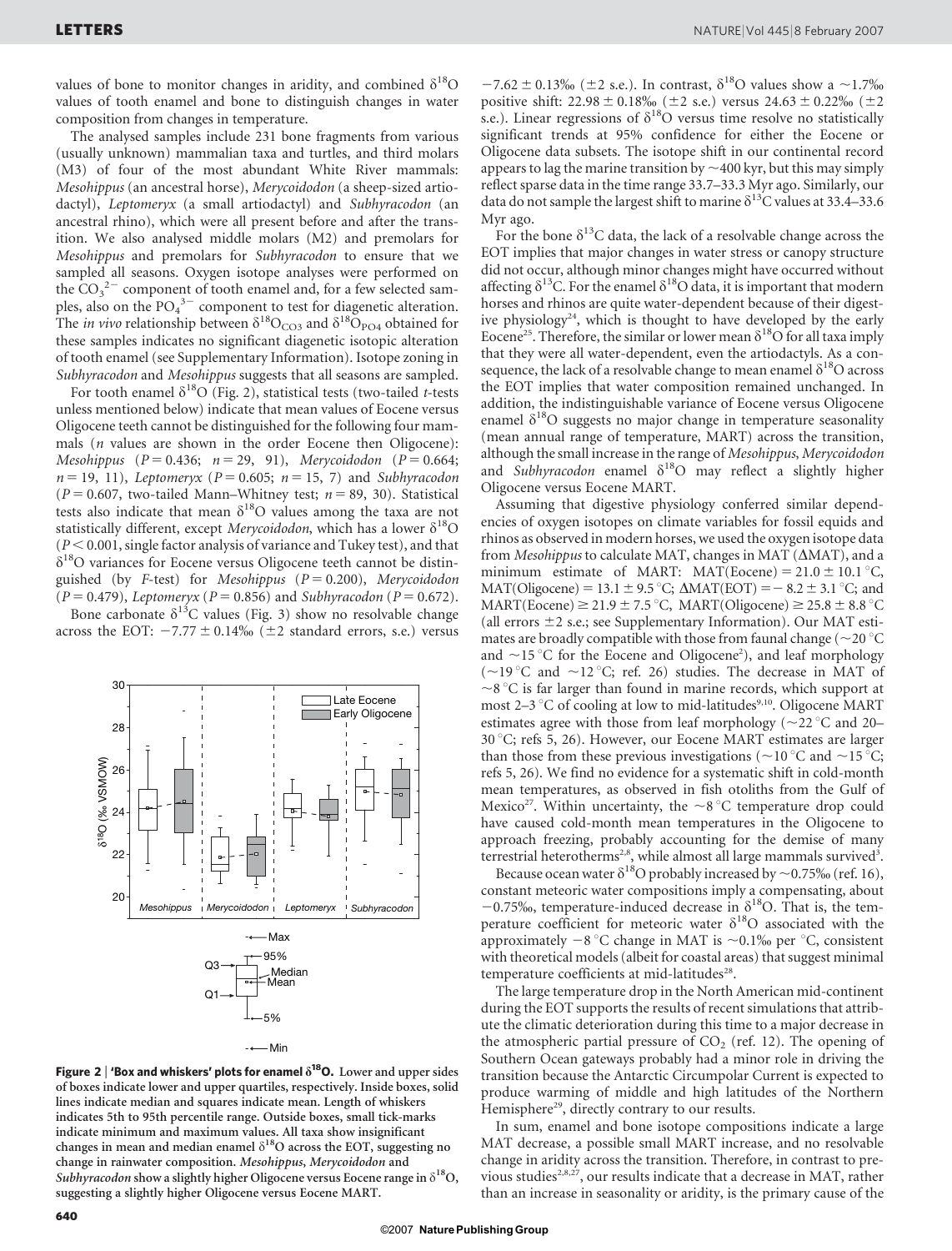values of bone to monitor changes in aridity, and combined $\delta^{18}O$ values of tooth enamel and bone to distinguish changes in water composition from changes in temperature.

The analysed samples include 231 bone fragments from various (usually unknown) mammalian taxa and turtles, and third molars (M3) of four of the most abundant White River mammals: *Mesohippus* (an ancestral horse), *Merycoidodon* (a sheep-sized artiodactyl), *Leptomeryx* (a small artiodactyl) and *Subhyracodon* (an ancestral rhino), which were all present before and after the transition. We also analysed middle molars (M2) and premolars for *Mesohippus* and premolars for *Subhyracodon* to ensure that we sampled all seasons. Oxygen isotope analyses were performed on the $CO_3^{2-}$ component of tooth enamel and, for a few selected samples, also on the $PO_4^{3-}$ component to test for diagenetic alteration. The *in vivo* relationship between $\delta^{18}O_{CO3}$ and $\delta^{18}O_{PO4}$ obtained for these samples indicates no significant diagenetic isotopic alteration of tooth enamel (see Supplementary Information). Isotope zoning in *Subhyracodon* and *Mesohippus* suggests that all seasons are sampled.

For tooth enamel $\delta^{18}O$ (Fig. 2), statistical tests (two-tailed *t*-tests unless mentioned below) indicate that mean values of Eocene versus Oligocene teeth cannot be distinguished for the following four mammals (*n* values are shown in the order Eocene then Oligocene): *Mesohippus* ($P = 0.436$; $n = 29$, 91), *Merycoidodon* ($P = 0.664$; $n = 19$, 11), *Leptomeryx* ($P = 0.605$; $n = 15$, 7) and *Subhyracodon* ($P = 0.607$, two-tailed Mann–Whitney test; $n = 89$, 30). Statistical tests also indicate that mean $\delta^{18}O$ values among the taxa are not statistically different, except *Merycoidodon*, which has a lower $\delta^{18}O$ ($P < 0.001$, single factor analysis of variance and Tukey test), and that $\delta^{18}O$ variances for Eocene versus Oligocene teeth cannot be distinguished (by *F*-test) for *Mesohippus* ($P = 0.200$), *Merycoidodon* ($P = 0.479$), *Leptomeryx* ($P = 0.856$) and *Subhyracodon* ($P = 0.672$).

Bone carbonate $\delta^{13}C$ values (Fig. 3) show no resolvable change across the EOT: $-7.77 \pm 0.14‰$ ($\pm 2$ standard errors, s.e.) versus $-7.62 \pm 0.13‰$ ($\pm 2$ s.e.). In contrast, $\delta^{18}O$ values show a $\sim 1.7‰$ positive shift: $22.98 \pm 0.18‰$ ($\pm 2$ s.e.) versus $24.63 \pm 0.22‰$ ($\pm 2$ s.e.). Linear regressions of $\delta^{18}O$ versus time resolve no statistically significant trends at 95% confidence for either the Eocene or Oligocene data subsets. The isotope shift in our continental record appears to lag the marine transition by $\sim$400 kyr, but this may simply reflect sparse data in the time range 33.7–33.3 Myr ago. Similarly, our data do not sample the largest shift to marine $\delta^{13}C$ values at 33.4–33.6 Myr ago.

Figure 2 | 'Box and whiskers' plots for enamel $\delta^{18}O$. Lower and upper sides of boxes indicate lower and upper quartiles, respectively. Inside boxes, solid lines indicate median and squares indicate mean. Length of whiskers indicates 5th to 95th percentile range. Outside boxes, small tick-marks indicate minimum and maximum values. All taxa show insignificant changes in mean and median enamel $\delta^{18}O$ across the EOT, suggesting no change in rainwater composition. *Mesohippus*, *Merycoidodon* and *Subhyracodon* show a slightly higher Oligocene versus Eocene range in $\delta^{18}O$, suggesting a slightly higher Oligocene versus Eocene MART.

For the bone $\delta^{13}C$ data, the lack of a resolvable change across the EOT implies that major changes in water stress or canopy structure did not occur, although minor changes might have occurred without affecting $\delta^{13}C$. For the enamel $\delta^{18}O$ data, it is important that modern horses and rhinos are quite water-dependent because of their digestive physiology[24], which is thought to have developed by the early Eocene[25]. Therefore, the similar or lower mean $\delta^{18}O$ for all taxa imply that they were all water-dependent, even the artiodactyls. As a consequence, the lack of a resolvable change to mean enamel $\delta^{18}O$ across the EOT implies that water composition remained unchanged. In addition, the indistinguishable variance of Eocene versus Oligocene enamel $\delta^{18}O$ suggests no major change in temperature seasonality (mean annual range of temperature, MART) across the transition, although the small increase in the range of *Mesohippus*, *Merycoidodon* and *Subhyracodon* enamel $\delta^{18}O$ may reflect a slightly higher Oligocene versus Eocene MART.

Assuming that digestive physiology conferred similar dependencies of oxygen isotopes on climate variables for fossil equids and rhinos as observed in modern horses, we used the oxygen isotope data from *Mesohippus* to calculate MAT, changes in MAT ($\Delta$MAT), and a minimum estimate of MART: MAT(Eocene) = $21.0 \pm 10.1$ °C, MAT(Oligocene) = $13.1 \pm 9.5$ °C; $\Delta$MAT(EOT) = $-8.2 \pm 3.1$ °C; and MART(Eocene) $\geq 21.9 \pm 7.5$ °C, MART(Oligocene) $\geq 25.8 \pm 8.8$ °C (all errors $\pm 2$ s.e.; see Supplementary Information). Our MAT estimates are broadly compatible with those from faunal change ($\sim$20 °C and $\sim$15 °C for the Eocene and Oligocene[2]), and leaf morphology ($\sim$19 °C and $\sim$12 °C; ref. 26) studies. The decrease in MAT of $\sim$8 °C is far larger than found in marine records, which support at most 2–3 °C of cooling at low to mid-latitudes[9,10]. Oligocene MART estimates agree with those from leaf morphology ($\sim$22 °C and 20–30 °C; refs 5, 26). However, our Eocene MART estimates are larger than those from these previous investigations ($\sim$10 °C and $\sim$15 °C; refs 5, 26). We find no evidence for a systematic shift in cold-month mean temperatures, as observed in fish otoliths from the Gulf of Mexico[27]. Within uncertainty, the $\sim$8 °C temperature drop could have caused cold-month mean temperatures in the Oligocene to approach freezing, probably accounting for the demise of many terrestrial heterotherms[2,8], while almost all large mammals survived[3].

Because ocean water $\delta^{18}O$ probably increased by $\sim 0.75‰$ (ref. 16), constant meteoric water compositions imply a compensating, about $-0.75‰$, temperature-induced decrease in $\delta^{18}O$. That is, the temperature coefficient for meteoric water $\delta^{18}O$ associated with the approximately $-8$ °C change in MAT is $\sim 0.1‰$ per °C, consistent with theoretical models (albeit for coastal areas) that suggest minimal temperature coefficients at mid-latitudes[28].

The large temperature drop in the North American mid-continent during the EOT supports the results of recent simulations that attribute the climatic deterioration during this time to a major decrease in the atmospheric partial pressure of $CO_2$ (ref. 12). The opening of Southern Ocean gateways probably had a minor role in driving the transition because the Antarctic Circumpolar Current is expected to produce warming of middle and high latitudes of the Northern Hemisphere[29], directly contrary to our results.

In sum, enamel and bone isotope compositions indicate a large MAT decrease, a possible small MART increase, and no resolvable change in aridity across the transition. Therefore, in contrast to previous studies[2,8,27], our results indicate that a decrease in MAT, rather than an increase in seasonality or aridity, is the primary cause of the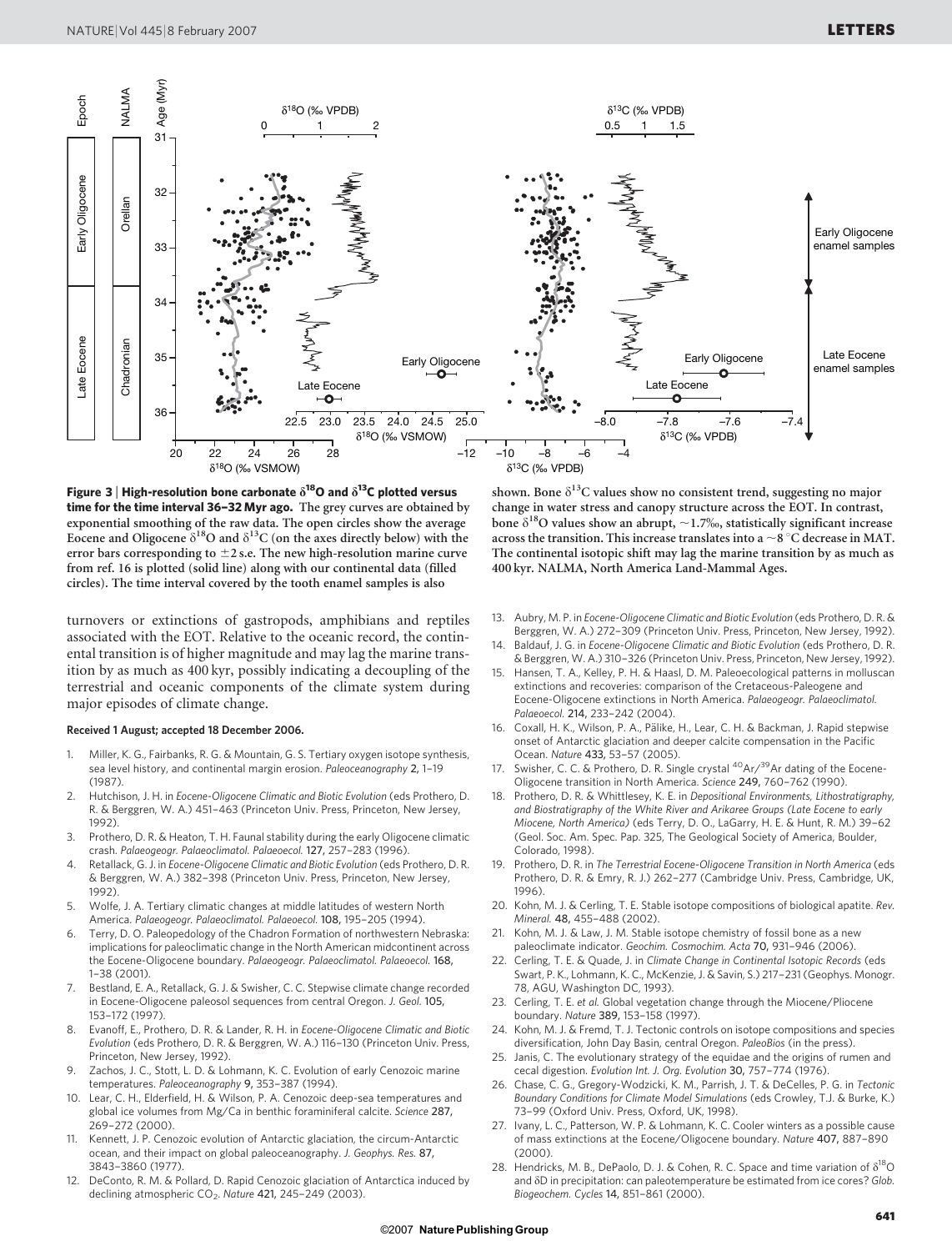**Figure 3 | High-resolution bone carbonate $\delta^{18}O$ and $\delta^{13}C$ plotted versus time for the time interval 36–32 Myr ago.** The grey curves are obtained by exponential smoothing of the raw data. The open circles show the average Eocene and Oligocene $\delta^{18}O$ and $\delta^{13}C$ (on the axes directly below) with the error bars corresponding to $\pm 2$ s.e. The new high-resolution marine curve from ref. 16 is plotted (solid line) along with our continental data (filled circles). The time interval covered by the tooth enamel samples is also shown. Bone $\delta^{13}C$ values show no consistent trend, suggesting no major change in water stress and canopy structure across the EOT. In contrast, bone $\delta^{18}O$ values show an abrupt, ~1.7‰, statistically significant increase across the transition. This increase translates into a ~8 °C decrease in MAT. The continental isotopic shift may lag the marine transition by as much as 400 kyr. NALMA, North America Land-Mammal Ages.

turnovers or extinctions of gastropods, amphibians and reptiles associated with the EOT. Relative to the oceanic record, the continental transition is of higher magnitude and may lag the marine transition by as much as 400 kyr, possibly indicating a decoupling of the terrestrial and oceanic components of the climate system during major episodes of climate change.

**Received 1 August; accepted 18 December 2006.**

1. Miller, K. G., Fairbanks, R. G. & Mountain, G. S. Tertiary oxygen isotope synthesis, sea level history, and continental margin erosion. *Paleoceanography* **2**, 1–19 (1987).
2. Hutchison, J. H. in *Eocene-Oligocene Climatic and Biotic Evolution* (eds Prothero, D. R. & Berggren, W. A.) 451–463 (Princeton Univ. Press, Princeton, New Jersey, 1992).
3. Prothero, D. R. & Heaton, T. H. Faunal stability during the early Oligocene climatic crash. *Palaeogeogr. Palaeoclimatol. Palaeoecol.* **127**, 257–283 (1996).
4. Retallack, G. J. in *Eocene-Oligocene Climatic and Biotic Evolution* (eds Prothero, D. R. & Berggren, W. A.) 382–398 (Princeton Univ. Press, Princeton, New Jersey, 1992).
5. Wolfe, J. A. Tertiary climatic changes at middle latitudes of western North America. *Palaeogeogr. Palaeoclimatol. Palaeoecol.* **108**, 195–205 (1994).
6. Terry, D. O. Paleopedology of the Chadron Formation of northwestern Nebraska: implications for paleoclimatic change in the North American midcontinent across the Eocene-Oligocene boundary. *Palaeogeogr. Palaeoclimatol. Palaeoecol.* **168**, 1–38 (2001).
7. Bestland, E. A., Retallack, G. J. & Swisher, C. C. Stepwise climate change recorded in Eocene-Oligocene paleosol sequences from central Oregon. *J. Geol.* **105**, 153–172 (1997).
8. Evanoff, E., Prothero, D. R. & Lander, R. H. in *Eocene-Oligocene Climatic and Biotic Evolution* (eds Prothero, D. R. & Berggren, W. A.) 116–130 (Princeton Univ. Press, Princeton, New Jersey, 1992).
9. Zachos, J. C., Stott, L. D. & Lohmann, K. C. Evolution of early Cenozoic marine temperatures. *Paleoceanography* **9**, 353–387 (1994).
10. Lear, C. H., Elderfield, H. & Wilson, P. A. Cenozoic deep-sea temperatures and global ice volumes from Mg/Ca in benthic foraminiferal calcite. *Science* **287**, 269–272 (2000).
11. Kennett, J. P. Cenozoic evolution of Antarctic glaciation, the circum-Antarctic ocean, and their impact on global paleoceanography. *J. Geophys. Res.* **87**, 3843–3860 (1977).
12. DeConto, R. M. & Pollard, D. Rapid Cenozoic glaciation of Antarctica induced by declining atmospheric $CO_2$. *Nature* **421**, 245–249 (2003).
13. Aubry, M. P. in *Eocene-Oligocene Climatic and Biotic Evolution* (eds Prothero, D. R. & Berggren, W. A.) 272–309 (Princeton Univ. Press, Princeton, New Jersey, 1992).
14. Baldauf, J. G. in *Eocene-Oligocene Climatic and Biotic Evolution* (eds Prothero, D. R. & Berggren, W. A.) 310–326 (Princeton Univ. Press, Princeton, New Jersey, 1992).
15. Hansen, T. A., Kelley, P. H. & Haasl, D. M. Paleoecological patterns in molluscan extinctions and recoveries: comparison of the Cretaceous-Paleogene and Eocene-Oligocene extinctions in North America. *Palaeogeogr. Palaeoclimatol. Palaeoecol.* **214**, 233–242 (2004).
16. Coxall, H. K., Wilson, P. A., Pälike, H., Lear, C. H. & Backman, J. Rapid stepwise onset of Antarctic glaciation and deeper calcite compensation in the Pacific Ocean. *Nature* **433**, 53–57 (2005).
17. Swisher, C. C. & Prothero, D. R. Single crystal $^{40}Ar/^{39}Ar$ dating of the Eocene-Oligocene transition in North America. *Science* **249**, 760–762 (1990).
18. Prothero, D. R. & Whittlesey, K. E. in *Depositional Environments, Lithostratigraphy, and Biostratigraphy of the White River and Arikaree Groups (Late Eocene to early Miocene, North America)* (eds Terry, D. O., LaGarry, H. E. & Hunt, R. M.) 39–62 (Geol. Soc. Am. Spec. Pap. 325, The Geological Society of America, Boulder, Colorado, 1998).
19. Prothero, D. R. in *The Terrestrial Eocene-Oligocene Transition in North America* (eds Prothero, D. R. & Emry, R. J.) 262–277 (Cambridge Univ. Press, Cambridge, UK, 1996).
20. Kohn, M. J. & Cerling, T. E. Stable isotope compositions of biological apatite. *Rev. Mineral.* **48**, 455–488 (2002).
21. Kohn, M. J. & Law, J. M. Stable isotope chemistry of fossil bone as a new paleoclimate indicator. *Geochim. Cosmochim. Acta* **70**, 931–946 (2006).
22. Cerling, T. E. & Quade, J. in *Climate Change in Continental Isotopic Records* (eds Swart, P. K., Lohmann, K. C., McKenzie, J. & Savin, S.) 217–231 (Geophys. Monogr. 78, AGU, Washington DC, 1993).
23. Cerling, T. E. *et al.* Global vegetation change through the Miocene/Pliocene boundary. *Nature* **389**, 153–158 (1997).
24. Kohn, M. J. & Fremd, T. J. Tectonic controls on isotope compositions and species diversification, John Day Basin, central Oregon. *PaleoBios* (in the press).
25. Janis, C. The evolutionary strategy of the equidae and the origins of rumen and cecal digestion. *Evolution Int. J. Org. Evolution* **30**, 757–774 (1976).
26. Chase, C. G., Gregory-Wodzicki, K. M., Parrish, J. T. & DeCelles, P. G. in *Tectonic Boundary Conditions for Climate Model Simulations* (eds Crowley, T.J. & Burke, K.) 73–99 (Oxford Univ. Press, Oxford, UK, 1998).
27. Ivany, L. C., Patterson, W. P. & Lohmann, K. C. Cooler winters as a possible cause of mass extinctions at the Eocene/Oligocene boundary. *Nature* **407**, 887–890 (2000).
28. Hendricks, M. B., DePaolo, D. J. & Cohen, R. C. Space and time variation of $\delta^{18}O$ and $\delta D$ in precipitation: can paleotemperature be estimated from ice cores? *Glob. Biogeochem. Cycles* **14**, 851–861 (2000).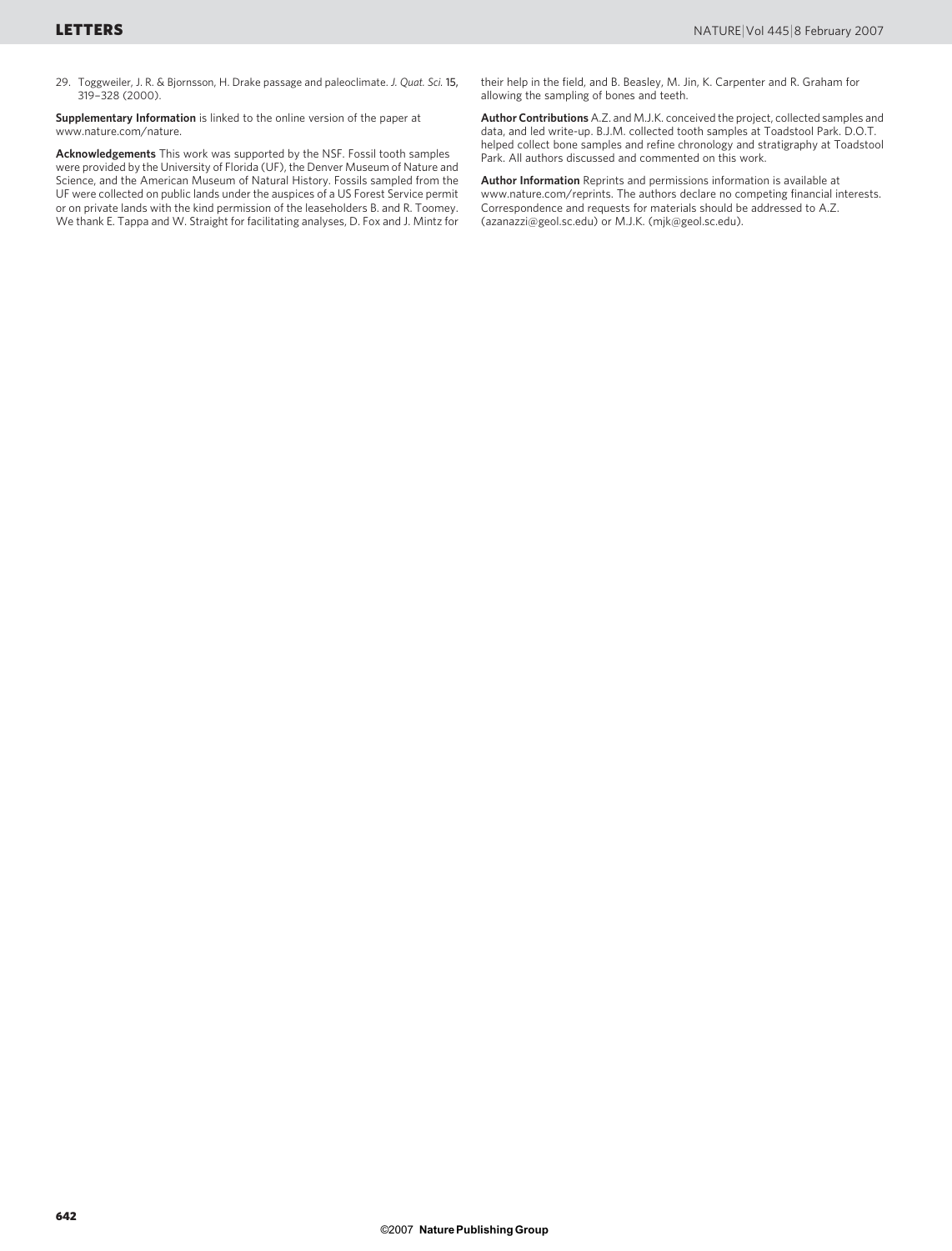29. Toggweiler, J. R. & Bjornsson, H. Drake passage and paleoclimate. *J. Quat. Sci.* **15,** 319–328 (2000).

**Supplementary Information** is linked to the online version of the paper at www.nature.com/nature.

**Acknowledgements** This work was supported by the NSF. Fossil tooth samples were provided by the University of Florida (UF), the Denver Museum of Nature and Science, and the American Museum of Natural History. Fossils sampled from the UF were collected on public lands under the auspices of a US Forest Service permit or on private lands with the kind permission of the leaseholders B. and R. Toomey. We thank E. Tappa and W. Straight for facilitating analyses, D. Fox and J. Mintz for their help in the field, and B. Beasley, M. Jin, K. Carpenter and R. Graham for allowing the sampling of bones and teeth.

**Author Contributions** A.Z. and M.J.K. conceived the project, collected samples and data, and led write-up. B.J.M. collected tooth samples at Toadstool Park. D.O.T. helped collect bone samples and refine chronology and stratigraphy at Toadstool Park. All authors discussed and commented on this work.

**Author Information** Reprints and permissions information is available at www.nature.com/reprints. The authors declare no competing financial interests. Correspondence and requests for materials should be addressed to A.Z. (azanazzi@geol.sc.edu) or M.J.K. (mjk@geol.sc.edu).